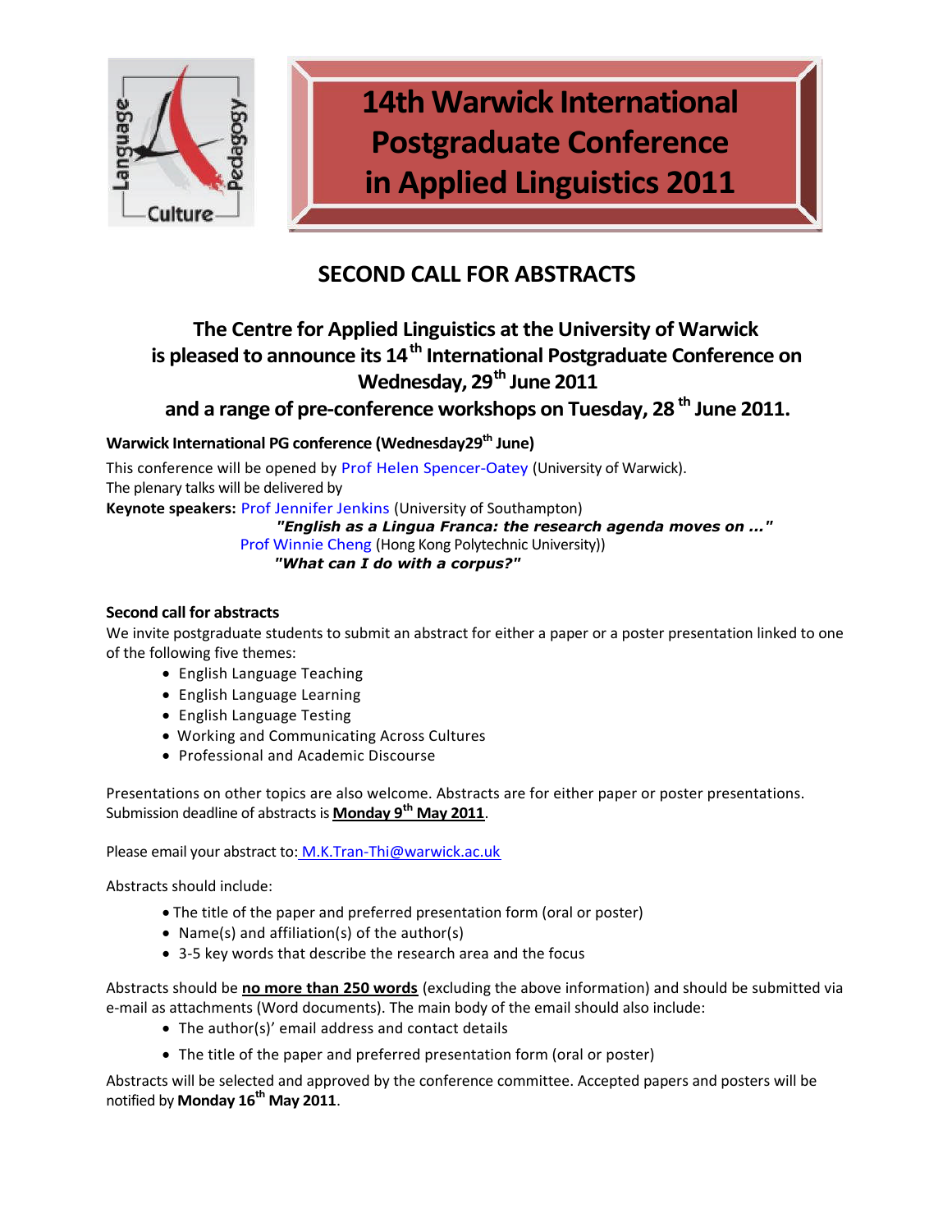# 14th Warwick International Postgraduate Conference in Applied Linguistics 2011

## SECOND CALL FOR ABSTRACTS

### The Centre for Applied Linguistics at the University of Warwick is pleased to announce its 14th International Postgraduate Conference on Wednesday, 29th June 2011 and a range of pre-conference workshops on Tuesday, 28th June 2011.

**Warwick International PG conference (Wednesday29th June)**

This conference will be opened by Prof Helen Spencer-Oatey (University of Warwick).
The plenary talks will be delivered by

**Keynote speakers:** Prof Jennifer Jenkins (University of Southampton)
***"English as a Lingua Franca: the research agenda moves on ..."***
Prof Winnie Cheng (Hong Kong Polytechnic University))
***"What can I do with a corpus?"***

**Second call for abstracts**

We invite postgraduate students to submit an abstract for either a paper or a poster presentation linked to one of the following five themes:

- English Language Teaching
- English Language Learning
- English Language Testing
- Working and Communicating Across Cultures
- Professional and Academic Discourse

Presentations on other topics are also welcome. Abstracts are for either paper or poster presentations. Submission deadline of abstracts is **Monday 9th May 2011**.

Please email your abstract to: M.K.Tran-Thi@warwick.ac.uk

Abstracts should include:

- The title of the paper and preferred presentation form (oral or poster)
- Name(s) and affiliation(s) of the author(s)
- 3-5 key words that describe the research area and the focus

Abstracts should be **no more than 250 words** (excluding the above information) and should be submitted via e-mail as attachments (Word documents). The main body of the email should also include:

- The author(s)' email address and contact details
- The title of the paper and preferred presentation form (oral or poster)

Abstracts will be selected and approved by the conference committee. Accepted papers and posters will be notified by **Monday 16th May 2011**.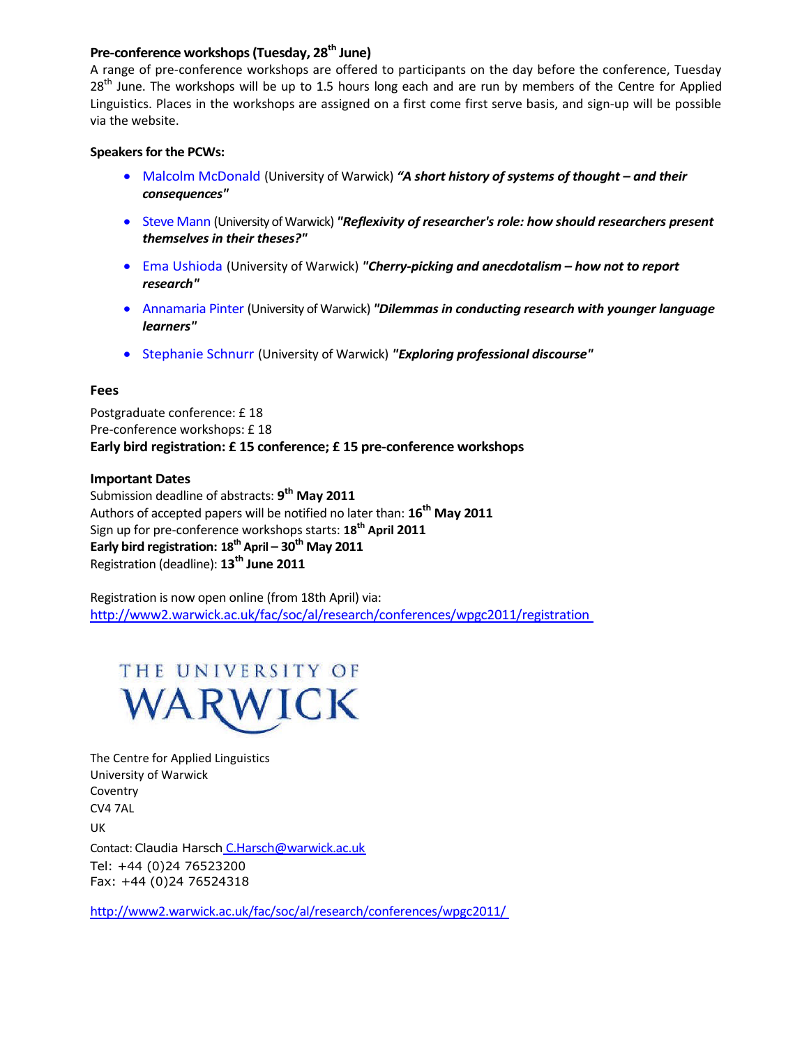## Pre-conference workshops (Tuesday, 28th June)

A range of pre-conference workshops are offered to participants on the day before the conference, Tuesday 28th June. The workshops will be up to 1.5 hours long each and are run by members of the Centre for Applied Linguistics. Places in the workshops are assigned on a first come first serve basis, and sign-up will be possible via the website.

### Speakers for the PCWs:

- Malcolm McDonald (University of Warwick) ***"A short history of systems of thought – and their consequences"***
- Steve Mann (University of Warwick) ***"Reflexivity of researcher's role: how should researchers present themselves in their theses?"***
- Ema Ushioda (University of Warwick) ***"Cherry-picking and anecdotalism – how not to report research"***
- Annamaria Pinter (University of Warwick) ***"Dilemmas in conducting research with younger language learners"***
- Stephanie Schnurr (University of Warwick) ***"Exploring professional discourse"***

### Fees

Postgraduate conference: £ 18
Pre-conference workshops: £ 18
**Early bird registration: £ 15 conference; £ 15 pre-conference workshops**

### Important Dates

Submission deadline of abstracts: **9th May 2011**
Authors of accepted papers will be notified no later than: **16th May 2011**
Sign up for pre-conference workshops starts: **18th April 2011**
**Early bird registration: 18th April – 30th May 2011**
Registration (deadline): **13th June 2011**

Registration is now open online (from 18th April) via:
http://www2.warwick.ac.uk/fac/soc/al/research/conferences/wpgc2011/registration

THE UNIVERSITY OF WARWICK

The Centre for Applied Linguistics
University of Warwick
Coventry
CV4 7AL
UK
Contact: Claudia Harsch C.Harsch@warwick.ac.uk
Tel: +44 (0)24 76523200
Fax: +44 (0)24 76524318

http://www2.warwick.ac.uk/fac/soc/al/research/conferences/wpgc2011/